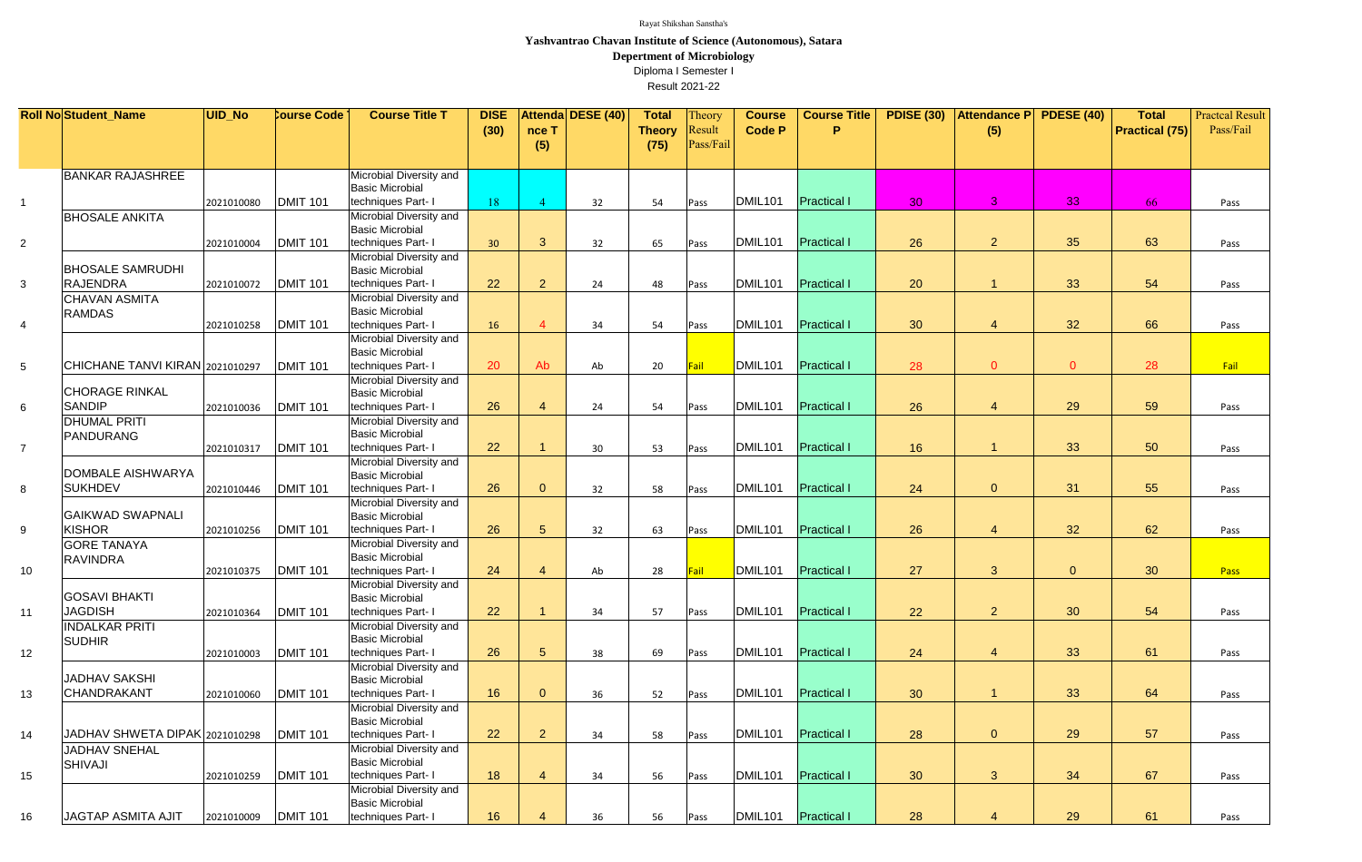Rayat Shikshan Sanstha's

**Yashvantrao Chavan Institute of Science (Autonomous), Satara**

**Depertment of Microbiology**

Diploma I Semester I

Result 2021-22

| Roll No | Student_Name | UID_No | Course Code T | Course Title T | DISE (30) | Attendance T (5) | DESE (40) | Total Theory (75) | Theory Result Pass/Fail | Course Code P | Course Title P | PDISE (30) | Attendance P (5) | PDESE (40) | Total Practical (75) | Practcal Result Pass/Fail |
|---|---|---|---|---|---|---|---|---|---|---|---|---|---|---|---|---|
| 1 | BANKAR RAJASHREE | 2021010080 | DMIT 101 | Microbial Diversity and Basic Microbial techniques Part- I | 18 | 4 | 32 | 54 | Pass | DMIL101 | Practical I | 30 | 3 | 33 | 66 | Pass |
| 2 | BHOSALE ANKITA | 2021010004 | DMIT 101 | Microbial Diversity and Basic Microbial techniques Part- I | 30 | 3 | 32 | 65 | Pass | DMIL101 | Practical I | 26 | 2 | 35 | 63 | Pass |
| 3 | BHOSALE SAMRUDHI RAJENDRA | 2021010072 | DMIT 101 | Microbial Diversity and Basic Microbial techniques Part- I | 22 | 2 | 24 | 48 | Pass | DMIL101 | Practical I | 20 | 1 | 33 | 54 | Pass |
| 4 | CHAVAN ASMITA RAMDAS | 2021010258 | DMIT 101 | Microbial Diversity and Basic Microbial techniques Part- I | 16 | 4 | 34 | 54 | Pass | DMIL101 | Practical I | 30 | 4 | 32 | 66 | Pass |
| 5 | CHICHANE TANVI KIRAN | 2021010297 | DMIT 101 | Microbial Diversity and Basic Microbial techniques Part- I | 20 | Ab | Ab | 20 | Fail | DMIL101 | Practical I | 28 | 0 | 0 | 28 | Fail |
| 6 | CHORAGE RINKAL SANDIP | 2021010036 | DMIT 101 | Microbial Diversity and Basic Microbial techniques Part- I | 26 | 4 | 24 | 54 | Pass | DMIL101 | Practical I | 26 | 4 | 29 | 59 | Pass |
| 7 | DHUMAL PRITI PANDURANG | 2021010317 | DMIT 101 | Microbial Diversity and Basic Microbial techniques Part- I | 22 | 1 | 30 | 53 | Pass | DMIL101 | Practical I | 16 | 1 | 33 | 50 | Pass |
| 8 | DOMBALE AISHWARYA SUKHDEV | 2021010446 | DMIT 101 | Microbial Diversity and Basic Microbial techniques Part- I | 26 | 0 | 32 | 58 | Pass | DMIL101 | Practical I | 24 | 0 | 31 | 55 | Pass |
| 9 | GAIKWAD SWAPNALI KISHOR | 2021010256 | DMIT 101 | Microbial Diversity and Basic Microbial techniques Part- I | 26 | 5 | 32 | 63 | Pass | DMIL101 | Practical I | 26 | 4 | 32 | 62 | Pass |
| 10 | GORE TANAYA RAVINDRA | 2021010375 | DMIT 101 | Microbial Diversity and Basic Microbial techniques Part- I | 24 | 4 | Ab | 28 | Fail | DMIL101 | Practical I | 27 | 3 | 0 | 30 | Pass |
| 11 | GOSAVI BHAKTI JAGDISH | 2021010364 | DMIT 101 | Microbial Diversity and Basic Microbial techniques Part- I | 22 | 1 | 34 | 57 | Pass | DMIL101 | Practical I | 22 | 2 | 30 | 54 | Pass |
| 12 | INDALKAR PRITI SUDHIR | 2021010003 | DMIT 101 | Microbial Diversity and Basic Microbial techniques Part- I | 26 | 5 | 38 | 69 | Pass | DMIL101 | Practical I | 24 | 4 | 33 | 61 | Pass |
| 13 | JADHAV SAKSHI CHANDRAKANT | 2021010060 | DMIT 101 | Microbial Diversity and Basic Microbial techniques Part- I | 16 | 0 | 36 | 52 | Pass | DMIL101 | Practical I | 30 | 1 | 33 | 64 | Pass |
| 14 | JADHAV SHWETA DIPAK | 2021010298 | DMIT 101 | Microbial Diversity and Basic Microbial techniques Part- I | 22 | 2 | 34 | 58 | Pass | DMIL101 | Practical I | 28 | 0 | 29 | 57 | Pass |
| 15 | JADHAV SNEHAL SHIVAJI | 2021010259 | DMIT 101 | Microbial Diversity and Basic Microbial techniques Part- I | 18 | 4 | 34 | 56 | Pass | DMIL101 | Practical I | 30 | 3 | 34 | 67 | Pass |
| 16 | JAGTAP ASMITA AJIT | 2021010009 | DMIT 101 | Microbial Diversity and Basic Microbial techniques Part- I | 16 | 4 | 36 | 56 | Pass | DMIL101 | Practical I | 28 | 4 | 29 | 61 | Pass |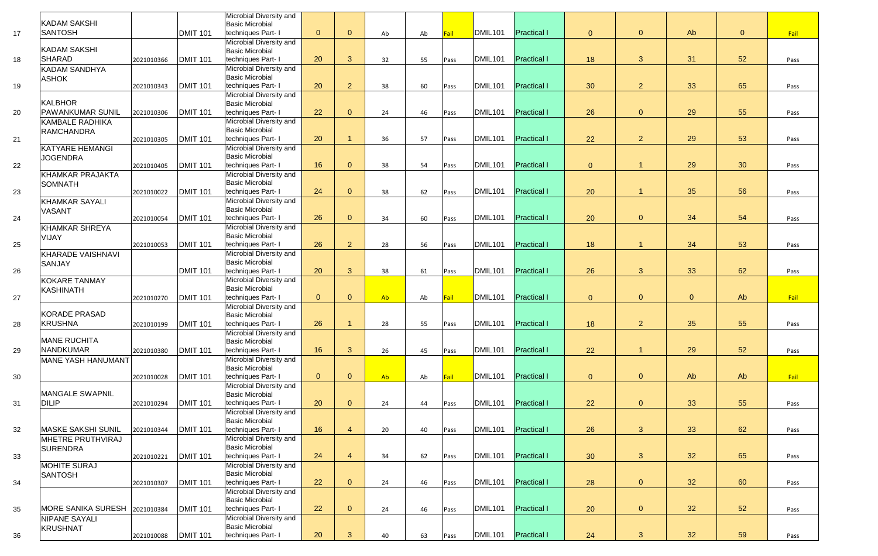| 17 | KADAM SAKSHI SANTOSH | | DMIT 101 | Microbial Diversity and Basic Microbial techniques Part- I | 0 | 0 | Ab | Ab | Fail | DMIL101 | Practical I | 0 | 0 | Ab | 0 | Fail |
|---|---|---|---|---|---|---|---|---|---|---|---|---|---|---|---|---|
| 18 | KADAM SAKSHI SHARAD | 2021010366 | DMIT 101 | Microbial Diversity and Basic Microbial techniques Part- I | 20 | 3 | 32 | 55 | Pass | DMIL101 | Practical I | 18 | 3 | 31 | 52 | Pass |
| 19 | KADAM SANDHYA ASHOK | 2021010343 | DMIT 101 | Microbial Diversity and Basic Microbial techniques Part- I | 20 | 2 | 38 | 60 | Pass | DMIL101 | Practical I | 30 | 2 | 33 | 65 | Pass |
| 20 | KALBHOR PAWANKUMAR SUNIL | 2021010306 | DMIT 101 | Microbial Diversity and Basic Microbial techniques Part- I | 22 | 0 | 24 | 46 | Pass | DMIL101 | Practical I | 26 | 0 | 29 | 55 | Pass |
| 21 | KAMBALE RADHIKA RAMCHANDRA | 2021010305 | DMIT 101 | Microbial Diversity and Basic Microbial techniques Part- I | 20 | 1 | 36 | 57 | Pass | DMIL101 | Practical I | 22 | 2 | 29 | 53 | Pass |
| 22 | KATYARE HEMANGI JOGENDRA | 2021010405 | DMIT 101 | Microbial Diversity and Basic Microbial techniques Part- I | 16 | 0 | 38 | 54 | Pass | DMIL101 | Practical I | 0 | 1 | 29 | 30 | Pass |
| 23 | KHAMKAR PRAJAKTA SOMNATH | 2021010022 | DMIT 101 | Microbial Diversity and Basic Microbial techniques Part- I | 24 | 0 | 38 | 62 | Pass | DMIL101 | Practical I | 20 | 1 | 35 | 56 | Pass |
| 24 | KHAMKAR SAYALI VASANT | 2021010054 | DMIT 101 | Microbial Diversity and Basic Microbial techniques Part- I | 26 | 0 | 34 | 60 | Pass | DMIL101 | Practical I | 20 | 0 | 34 | 54 | Pass |
| 25 | KHAMKAR SHREYA VIJAY | 2021010053 | DMIT 101 | Microbial Diversity and Basic Microbial techniques Part- I | 26 | 2 | 28 | 56 | Pass | DMIL101 | Practical I | 18 | 1 | 34 | 53 | Pass |
| 26 | KHARADE VAISHNAVI SANJAY | | DMIT 101 | Microbial Diversity and Basic Microbial techniques Part- I | 20 | 3 | 38 | 61 | Pass | DMIL101 | Practical I | 26 | 3 | 33 | 62 | Pass |
| 27 | KOKARE TANMAY KASHINATH | 2021010270 | DMIT 101 | Microbial Diversity and Basic Microbial techniques Part- I | 0 | 0 | Ab | Ab | Fail | DMIL101 | Practical I | 0 | 0 | 0 | Ab | Fail |
| 28 | KORADE PRASAD KRUSHNA | 2021010199 | DMIT 101 | Microbial Diversity and Basic Microbial techniques Part- I | 26 | 1 | 28 | 55 | Pass | DMIL101 | Practical I | 18 | 2 | 35 | 55 | Pass |
| 29 | MANE RUCHITA NANDKUMAR | 2021010380 | DMIT 101 | Microbial Diversity and Basic Microbial techniques Part- I | 16 | 3 | 26 | 45 | Pass | DMIL101 | Practical I | 22 | 1 | 29 | 52 | Pass |
| 30 | MANE YASH HANUMANT | 2021010028 | DMIT 101 | Microbial Diversity and Basic Microbial techniques Part- I | 0 | 0 | Ab | Ab | Fail | DMIL101 | Practical I | 0 | 0 | Ab | Ab | Fail |
| 31 | MANGALE SWAPNIL DILIP | 2021010294 | DMIT 101 | Microbial Diversity and Basic Microbial techniques Part- I | 20 | 0 | 24 | 44 | Pass | DMIL101 | Practical I | 22 | 0 | 33 | 55 | Pass |
| 32 | MASKE SAKSHI SUNIL | 2021010344 | DMIT 101 | Microbial Diversity and Basic Microbial techniques Part- I | 16 | 4 | 20 | 40 | Pass | DMIL101 | Practical I | 26 | 3 | 33 | 62 | Pass |
| 33 | MHETRE PRUTHVIRAJ SURENDRA | 2021010221 | DMIT 101 | Microbial Diversity and Basic Microbial techniques Part- I | 24 | 4 | 34 | 62 | Pass | DMIL101 | Practical I | 30 | 3 | 32 | 65 | Pass |
| 34 | MOHITE SURAJ SANTOSH | 2021010307 | DMIT 101 | Microbial Diversity and Basic Microbial techniques Part- I | 22 | 0 | 24 | 46 | Pass | DMIL101 | Practical I | 28 | 0 | 32 | 60 | Pass |
| 35 | MORE SANIKA SURESH | 2021010384 | DMIT 101 | Microbial Diversity and Basic Microbial techniques Part- I | 22 | 0 | 24 | 46 | Pass | DMIL101 | Practical I | 20 | 0 | 32 | 52 | Pass |
| 36 | NIPANE SAYALI KRUSHNAT | 2021010088 | DMIT 101 | Microbial Diversity and Basic Microbial techniques Part- I | 20 | 3 | 40 | 63 | Pass | DMIL101 | Practical I | 24 | 3 | 32 | 59 | Pass |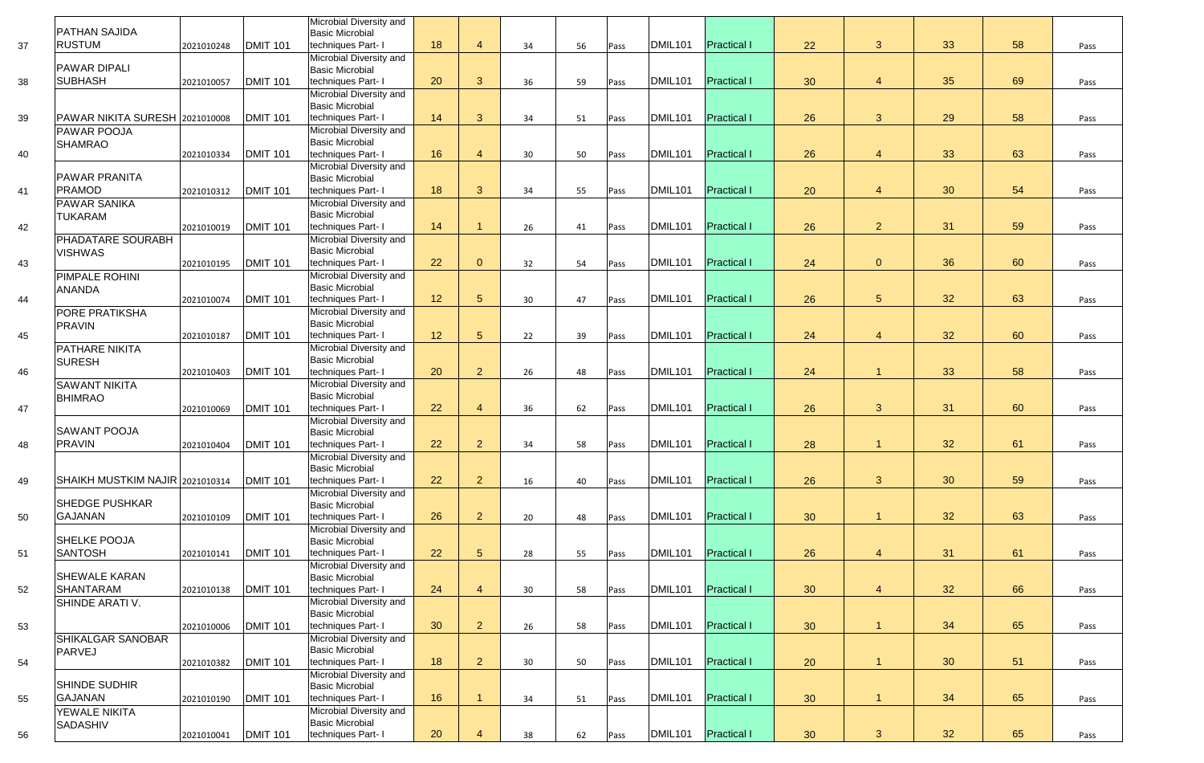| | | | | | | | | | | | | | | | | |
|---|---|---|---|---|---|---|---|---|---|---|---|---|---|---|---|---|
| 37 | PATHAN SAJIDA RUSTUM | 2021010248 | DMIT 101 | Microbial Diversity and Basic Microbial techniques Part- I | 18 | 4 | 34 | 56 | Pass | DMIL101 | Practical I | 22 | 3 | 33 | 58 | Pass |
| 38 | PAWAR DIPALI SUBHASH | 2021010057 | DMIT 101 | Microbial Diversity and Basic Microbial techniques Part- I | 20 | 3 | 36 | 59 | Pass | DMIL101 | Practical I | 30 | 4 | 35 | 69 | Pass |
| 39 | PAWAR NIKITA SURESH | 2021010008 | DMIT 101 | Microbial Diversity and Basic Microbial techniques Part- I | 14 | 3 | 34 | 51 | Pass | DMIL101 | Practical I | 26 | 3 | 29 | 58 | Pass |
| 40 | PAWAR POOJA SHAMRAO | 2021010334 | DMIT 101 | Microbial Diversity and Basic Microbial techniques Part- I | 16 | 4 | 30 | 50 | Pass | DMIL101 | Practical I | 26 | 4 | 33 | 63 | Pass |
| 41 | PAWAR PRANITA PRAMOD | 2021010312 | DMIT 101 | Microbial Diversity and Basic Microbial techniques Part- I | 18 | 3 | 34 | 55 | Pass | DMIL101 | Practical I | 20 | 4 | 30 | 54 | Pass |
| 42 | PAWAR SANIKA TUKARAM | 2021010019 | DMIT 101 | Microbial Diversity and Basic Microbial techniques Part- I | 14 | 1 | 26 | 41 | Pass | DMIL101 | Practical I | 26 | 2 | 31 | 59 | Pass |
| 43 | PHADATARE SOURABH VISHWAS | 2021010195 | DMIT 101 | Microbial Diversity and Basic Microbial techniques Part- I | 22 | 0 | 32 | 54 | Pass | DMIL101 | Practical I | 24 | 0 | 36 | 60 | Pass |
| 44 | PIMPALE ROHINI ANANDA | 2021010074 | DMIT 101 | Microbial Diversity and Basic Microbial techniques Part- I | 12 | 5 | 30 | 47 | Pass | DMIL101 | Practical I | 26 | 5 | 32 | 63 | Pass |
| 45 | PORE PRATIKSHA PRAVIN | 2021010187 | DMIT 101 | Microbial Diversity and Basic Microbial techniques Part- I | 12 | 5 | 22 | 39 | Pass | DMIL101 | Practical I | 24 | 4 | 32 | 60 | Pass |
| 46 | PATHARE NIKITA SURESH | 2021010403 | DMIT 101 | Microbial Diversity and Basic Microbial techniques Part- I | 20 | 2 | 26 | 48 | Pass | DMIL101 | Practical I | 24 | 1 | 33 | 58 | Pass |
| 47 | SAWANT NIKITA BHIMRAO | 2021010069 | DMIT 101 | Microbial Diversity and Basic Microbial techniques Part- I | 22 | 4 | 36 | 62 | Pass | DMIL101 | Practical I | 26 | 3 | 31 | 60 | Pass |
| 48 | SAWANT POOJA PRAVIN | 2021010404 | DMIT 101 | Microbial Diversity and Basic Microbial techniques Part- I | 22 | 2 | 34 | 58 | Pass | DMIL101 | Practical I | 28 | 1 | 32 | 61 | Pass |
| 49 | SHAIKH MUSTKIM NAJIR | 2021010314 | DMIT 101 | Microbial Diversity and Basic Microbial techniques Part- I | 22 | 2 | 16 | 40 | Pass | DMIL101 | Practical I | 26 | 3 | 30 | 59 | Pass |
| 50 | SHEDGE PUSHKAR GAJANAN | 2021010109 | DMIT 101 | Microbial Diversity and Basic Microbial techniques Part- I | 26 | 2 | 20 | 48 | Pass | DMIL101 | Practical I | 30 | 1 | 32 | 63 | Pass |
| 51 | SHELKE POOJA SANTOSH | 2021010141 | DMIT 101 | Microbial Diversity and Basic Microbial techniques Part- I | 22 | 5 | 28 | 55 | Pass | DMIL101 | Practical I | 26 | 4 | 31 | 61 | Pass |
| 52 | SHEWALE KARAN SHANTARAM | 2021010138 | DMIT 101 | Microbial Diversity and Basic Microbial techniques Part- I | 24 | 4 | 30 | 58 | Pass | DMIL101 | Practical I | 30 | 4 | 32 | 66 | Pass |
| 53 | SHINDE ARATI V. | 2021010006 | DMIT 101 | Microbial Diversity and Basic Microbial techniques Part- I | 30 | 2 | 26 | 58 | Pass | DMIL101 | Practical I | 30 | 1 | 34 | 65 | Pass |
| 54 | SHIKALGAR SANOBAR PARVEJ | 2021010382 | DMIT 101 | Microbial Diversity and Basic Microbial techniques Part- I | 18 | 2 | 30 | 50 | Pass | DMIL101 | Practical I | 20 | 1 | 30 | 51 | Pass |
| 55 | SHINDE SUDHIR GAJANAN | 2021010190 | DMIT 101 | Microbial Diversity and Basic Microbial techniques Part- I | 16 | 1 | 34 | 51 | Pass | DMIL101 | Practical I | 30 | 1 | 34 | 65 | Pass |
| 56 | YEWALE NIKITA SADASHIV | 2021010041 | DMIT 101 | Microbial Diversity and Basic Microbial techniques Part- I | 20 | 4 | 38 | 62 | Pass | DMIL101 | Practical I | 30 | 3 | 32 | 65 | Pass |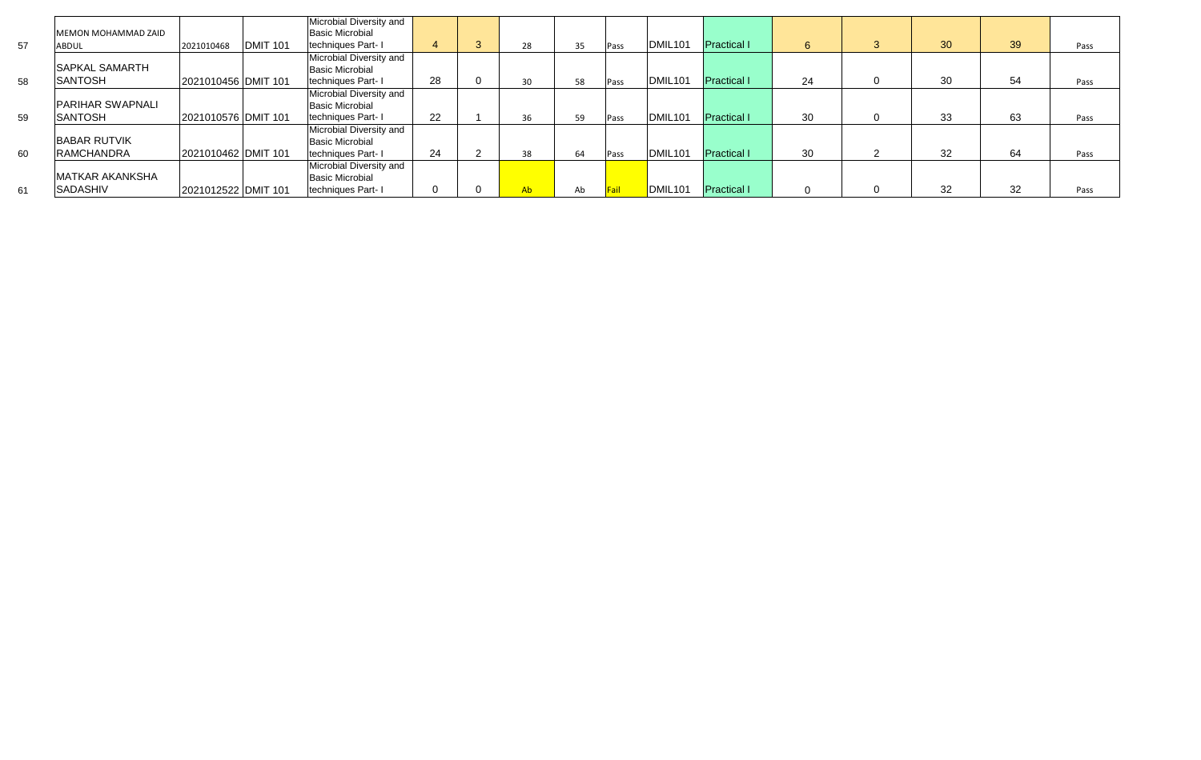| | | | | | | | | | | | | | | | | | |
|---|---|---|---|---|---|---|---|---|---|---|---|---|---|---|---|---|---|
| 57 | MEMON MOHAMMAD ZAID ABDUL | 2021010468 | DMIT 101 | Microbial Diversity and Basic Microbial techniques Part- I | 4 | 3 | 28 | 35 | Pass | DMIL101 | Practical I | 6 | 3 | 30 | 39 | Pass |
| 58 | SAPKAL SAMARTH SANTOSH | 2021010456 | DMIT 101 | Microbial Diversity and Basic Microbial techniques Part- I | 28 | 0 | 30 | 58 | Pass | DMIL101 | Practical I | 24 | 0 | 30 | 54 | Pass |
| 59 | PARIHAR SWAPNALI SANTOSH | 2021010576 | DMIT 101 | Microbial Diversity and Basic Microbial techniques Part- I | 22 | 1 | 36 | 59 | Pass | DMIL101 | Practical I | 30 | 0 | 33 | 63 | Pass |
| 60 | BABAR RUTVIK RAMCHANDRA | 2021010462 | DMIT 101 | Microbial Diversity and Basic Microbial techniques Part- I | 24 | 2 | 38 | 64 | Pass | DMIL101 | Practical I | 30 | 2 | 32 | 64 | Pass |
| 61 | MATKAR AKANKSHA SADASHIV | 2021012522 | DMIT 101 | Microbial Diversity and Basic Microbial techniques Part- I | 0 | 0 | Ab | Ab | Fail | DMIL101 | Practical I | 0 | 0 | 32 | 32 | Pass |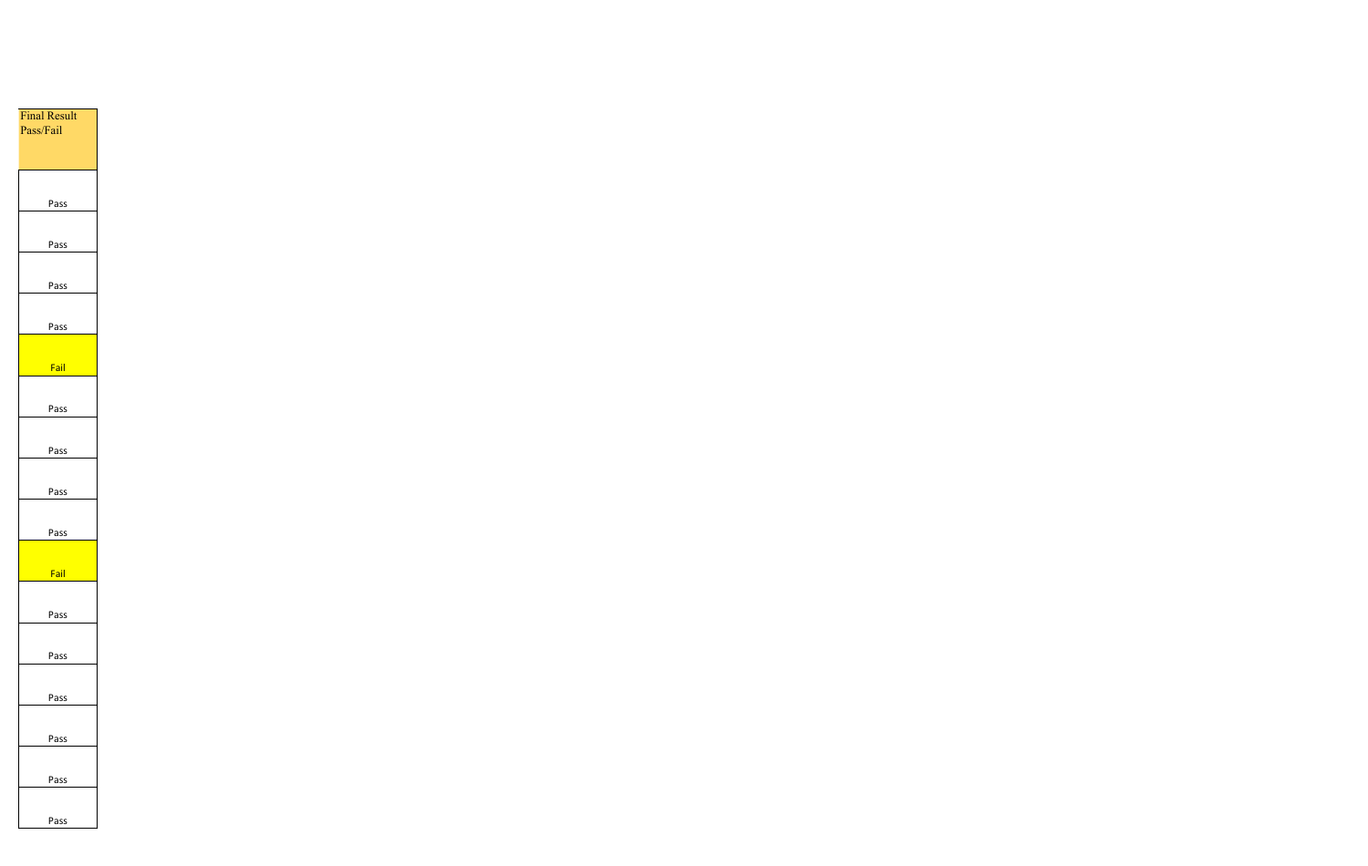| Final Result Pass/Fail |
| --- |
| Pass |
| Pass |
| Pass |
| Pass |
| Fail |
| Pass |
| Pass |
| Pass |
| Pass |
| Fail |
| Pass |
| Pass |
| Pass |
| Pass |
| Pass |
| Pass |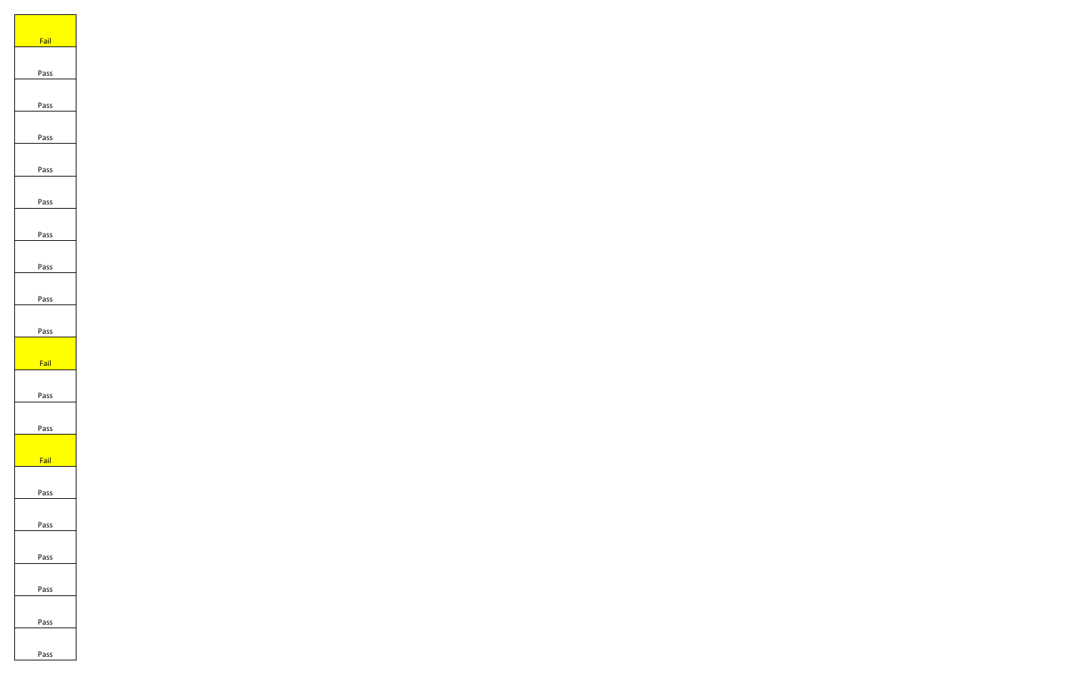| Fail |
| --- |
| Pass |
| Pass |
| Pass |
| Pass |
| Pass |
| Pass |
| Pass |
| Pass |
| Pass |
| Fail |
| Pass |
| Pass |
| Fail |
| Pass |
| Pass |
| Pass |
| Pass |
| Pass |
| Pass |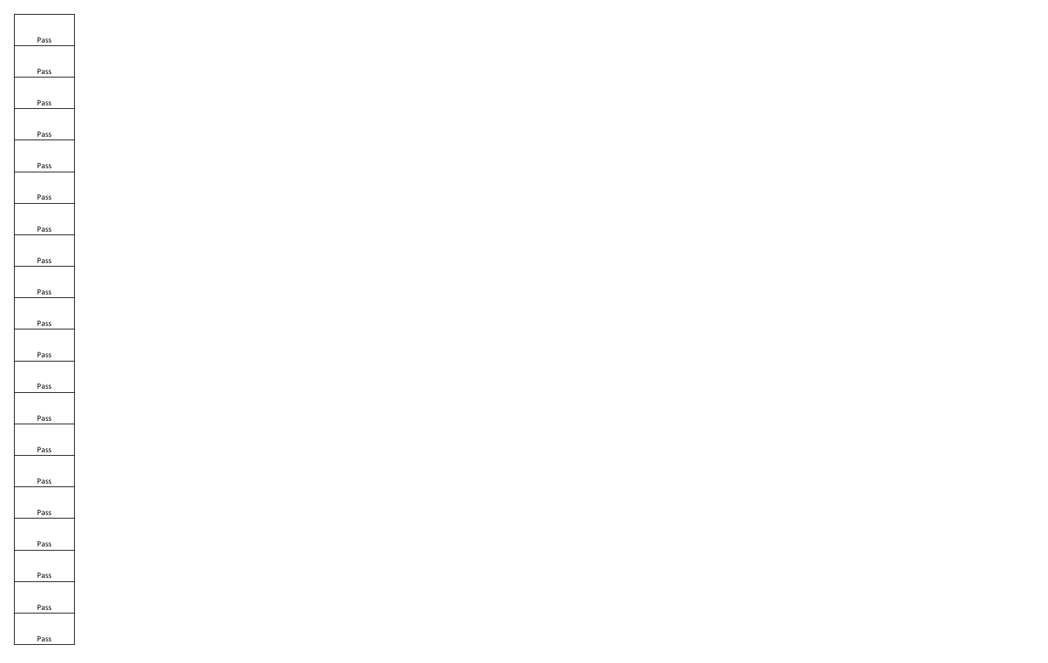| Pass |
| --- |
| Pass |
| Pass |
| Pass |
| Pass |
| Pass |
| Pass |
| Pass |
| Pass |
| Pass |
| Pass |
| Pass |
| Pass |
| Pass |
| Pass |
| Pass |
| Pass |
| Pass |
| Pass |
| Pass |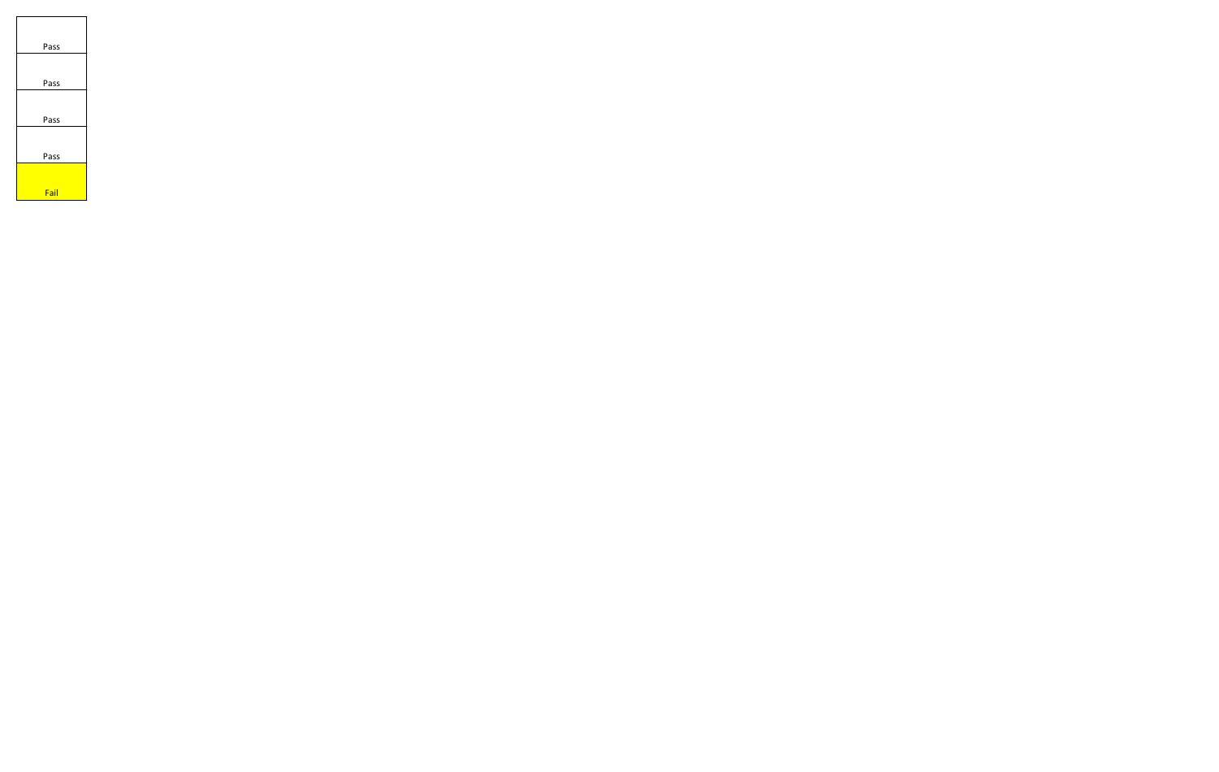| |
|---|
| Pass |
| Pass |
| Pass |
| Pass |
| Fail |